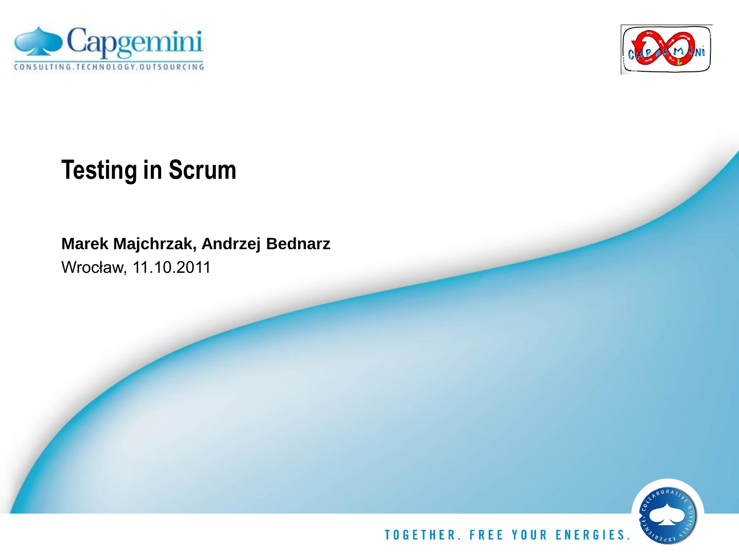# Testing in Scrum

**Marek Majchrzak, Andrzej Bednarz**

Wrocław, 11.10.2011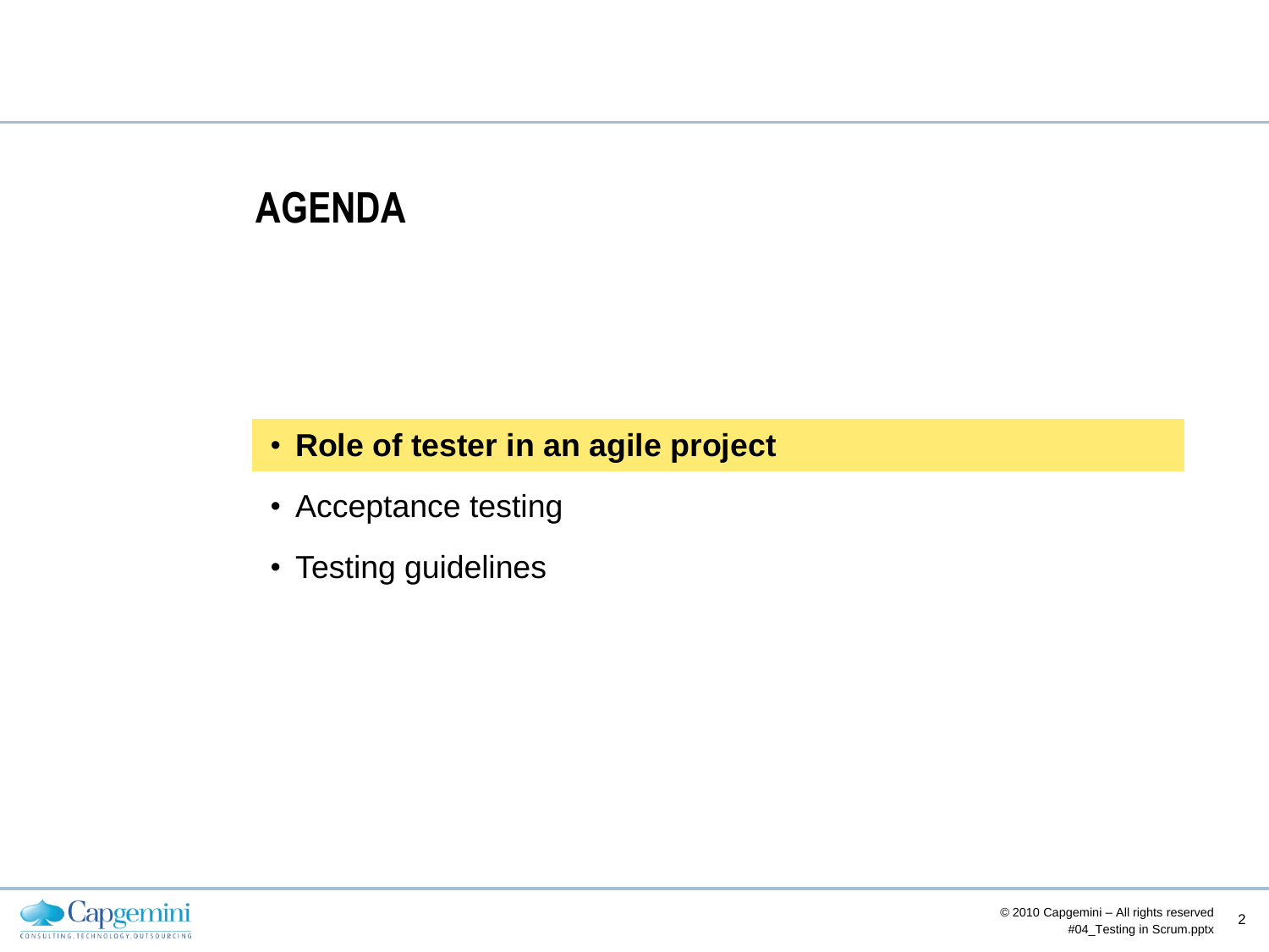# AGENDA

- **Role of tester in an agile project**
- Acceptance testing
- Testing guidelines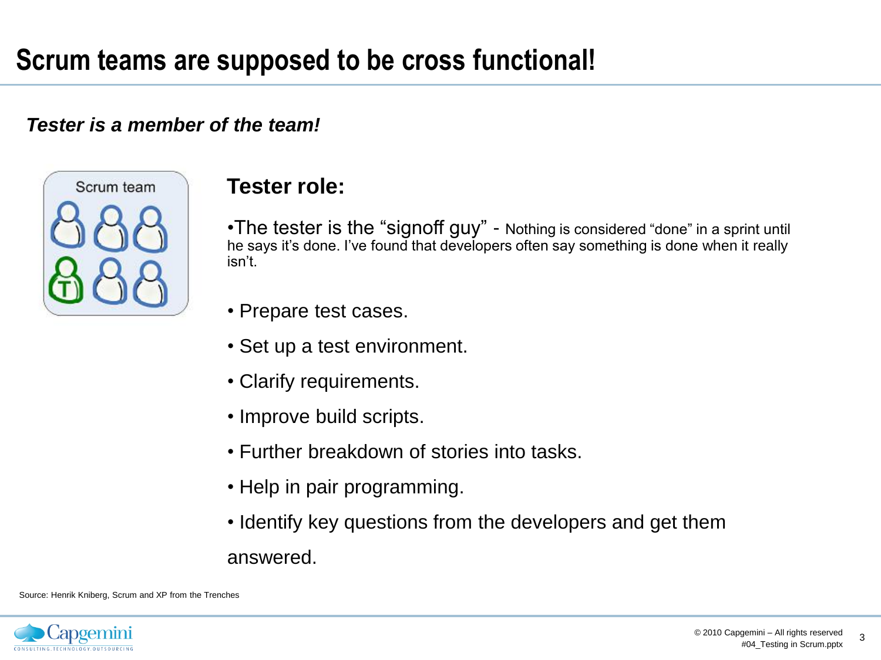# Scrum teams are supposed to be cross functional!

***Tester is a member of the team!***

Scrum team

## Tester role:

- The tester is the "signoff guy" - Nothing is considered "done" in a sprint until he says it's done. I've found that developers often say something is done when it really isn't.
- Prepare test cases.
- Set up a test environment.
- Clarify requirements.
- Improve build scripts.
- Further breakdown of stories into tasks.
- Help in pair programming.
- Identify key questions from the developers and get them answered.

Source: Henrik Kniberg, Scrum and XP from the Trenches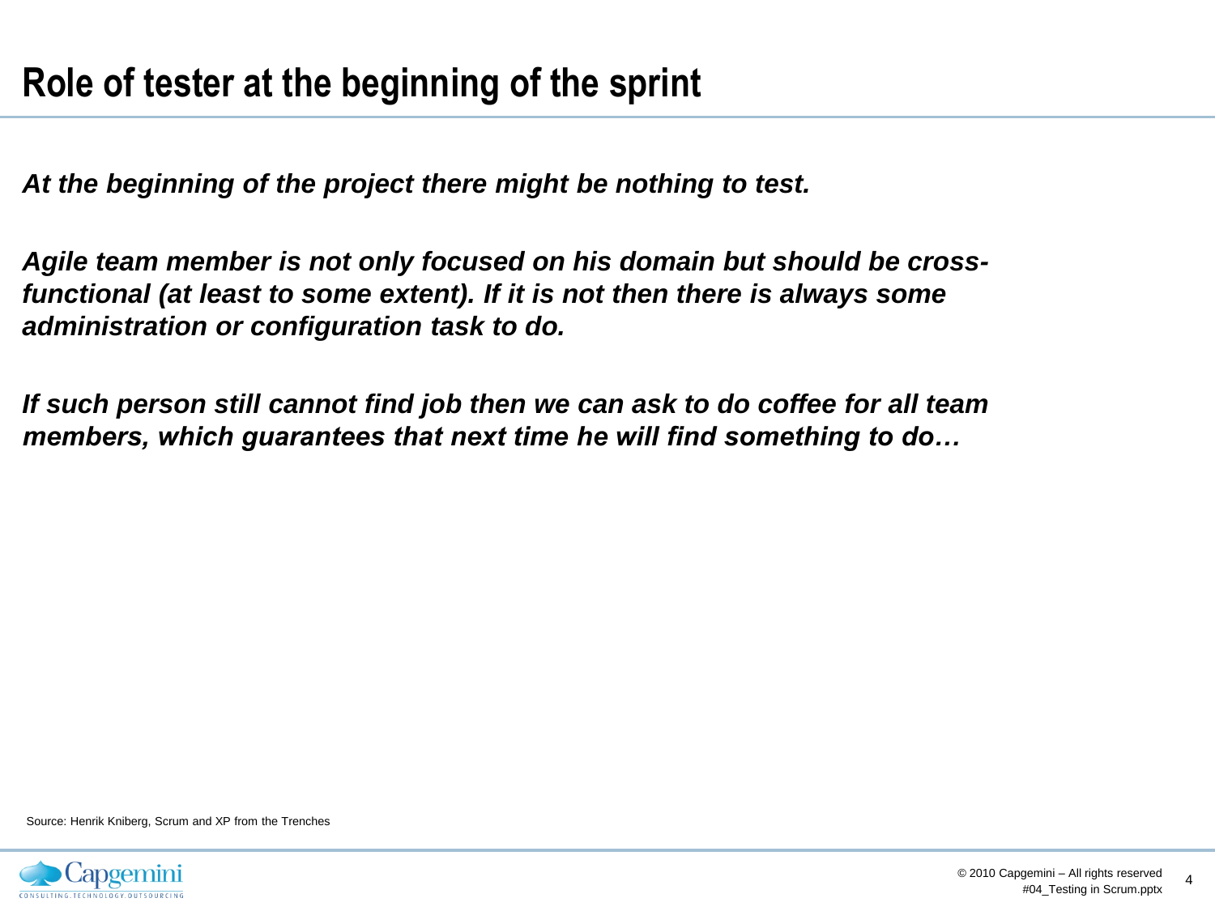# Role of tester at the beginning of the sprint

***At the beginning of the project there might be nothing to test.***

***Agile team member is not only focused on his domain but should be cross-functional (at least to some extent). If it is not then there is always some administration or configuration task to do.***

***If such person still cannot find job then we can ask to do coffee for all team members, which guarantees that next time he will find something to do…***

Source: Henrik Kniberg, Scrum and XP from the Trenches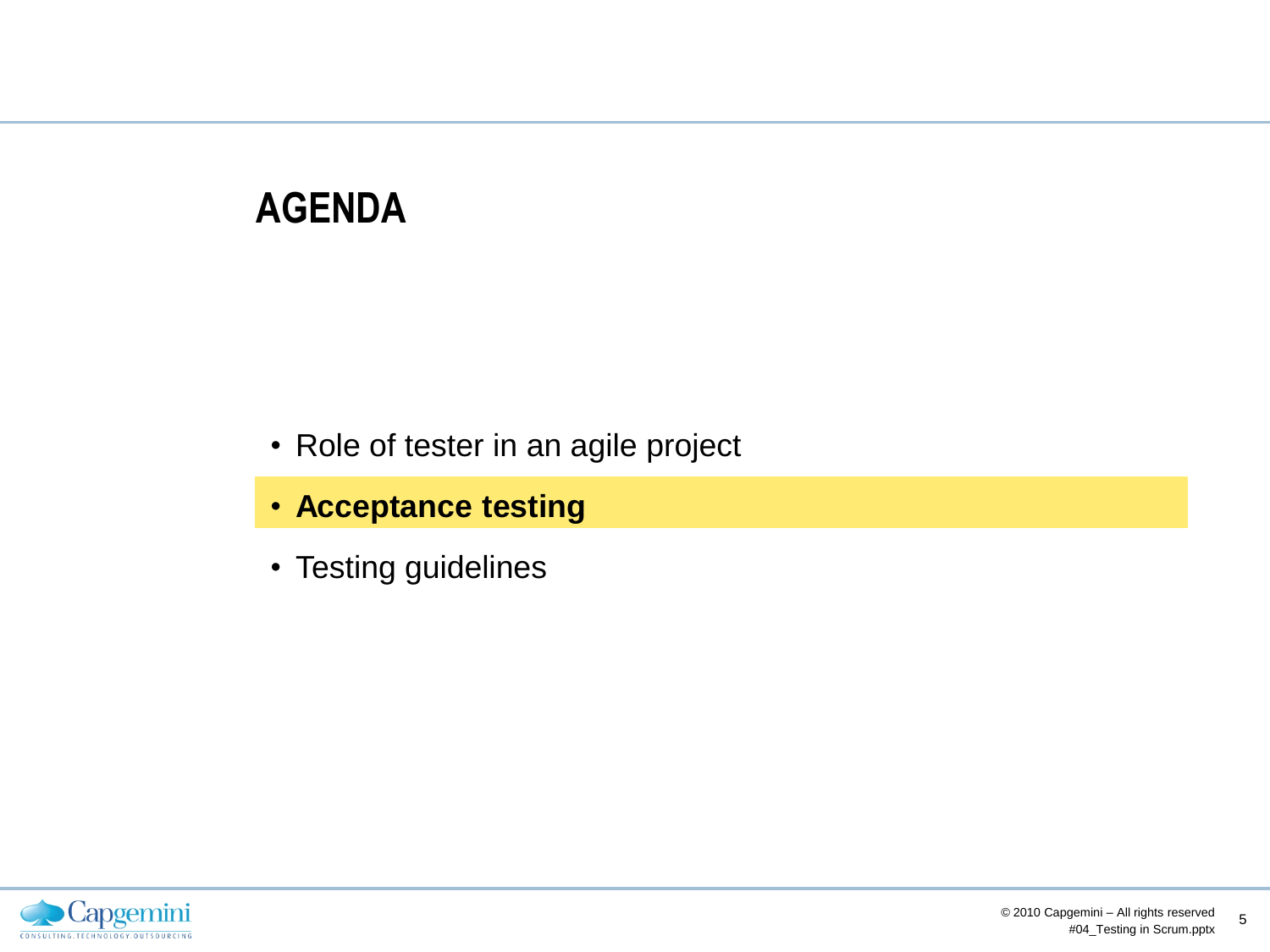# AGENDA

- Role of tester in an agile project
- **Acceptance testing**
- Testing guidelines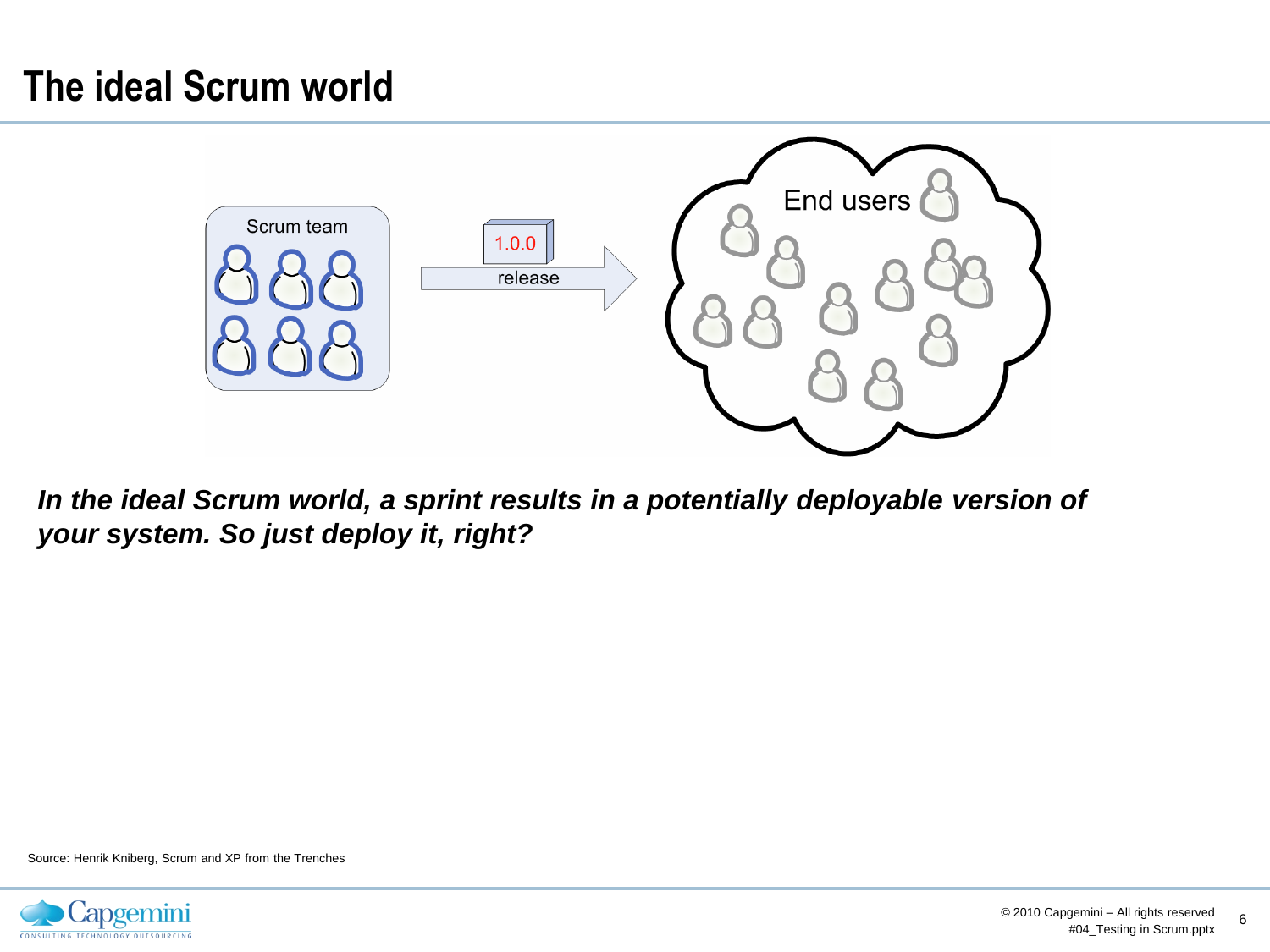# The ideal Scrum world

Scrum team

1.0.0

release

End users

***In the ideal Scrum world, a sprint results in a potentially deployable version of your system. So just deploy it, right?***

Source: Henrik Kniberg, Scrum and XP from the Trenches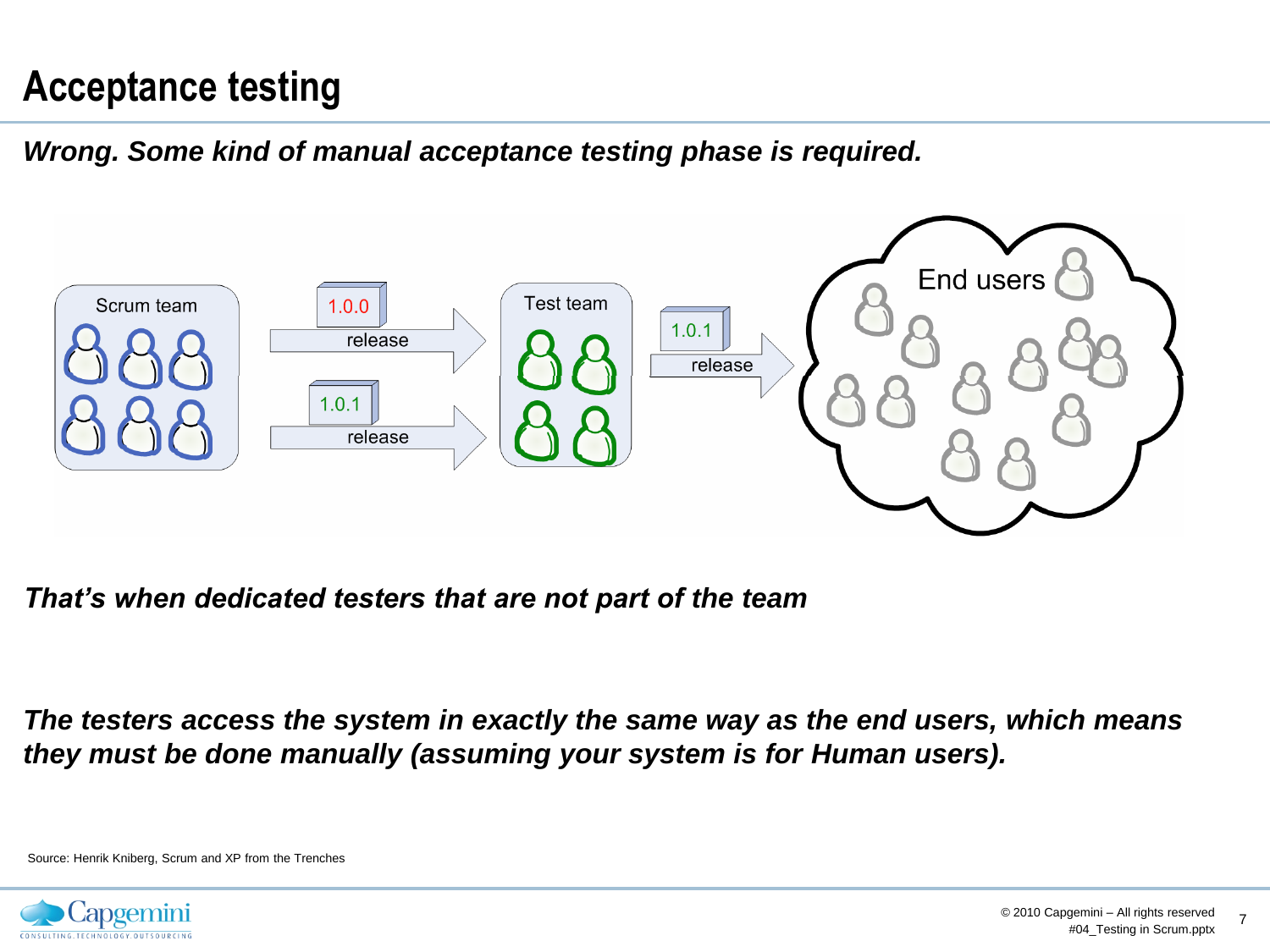# Acceptance testing

***Wrong. Some kind of manual acceptance testing phase is required.***

Scrum team

1.0.0 release

1.0.1 release

Test team

1.0.1 release

End users

***That's when dedicated testers that are not part of the team***

***The testers access the system in exactly the same way as the end users, which means they must be done manually (assuming your system is for Human users).***

Source: Henrik Kniberg, Scrum and XP from the Trenches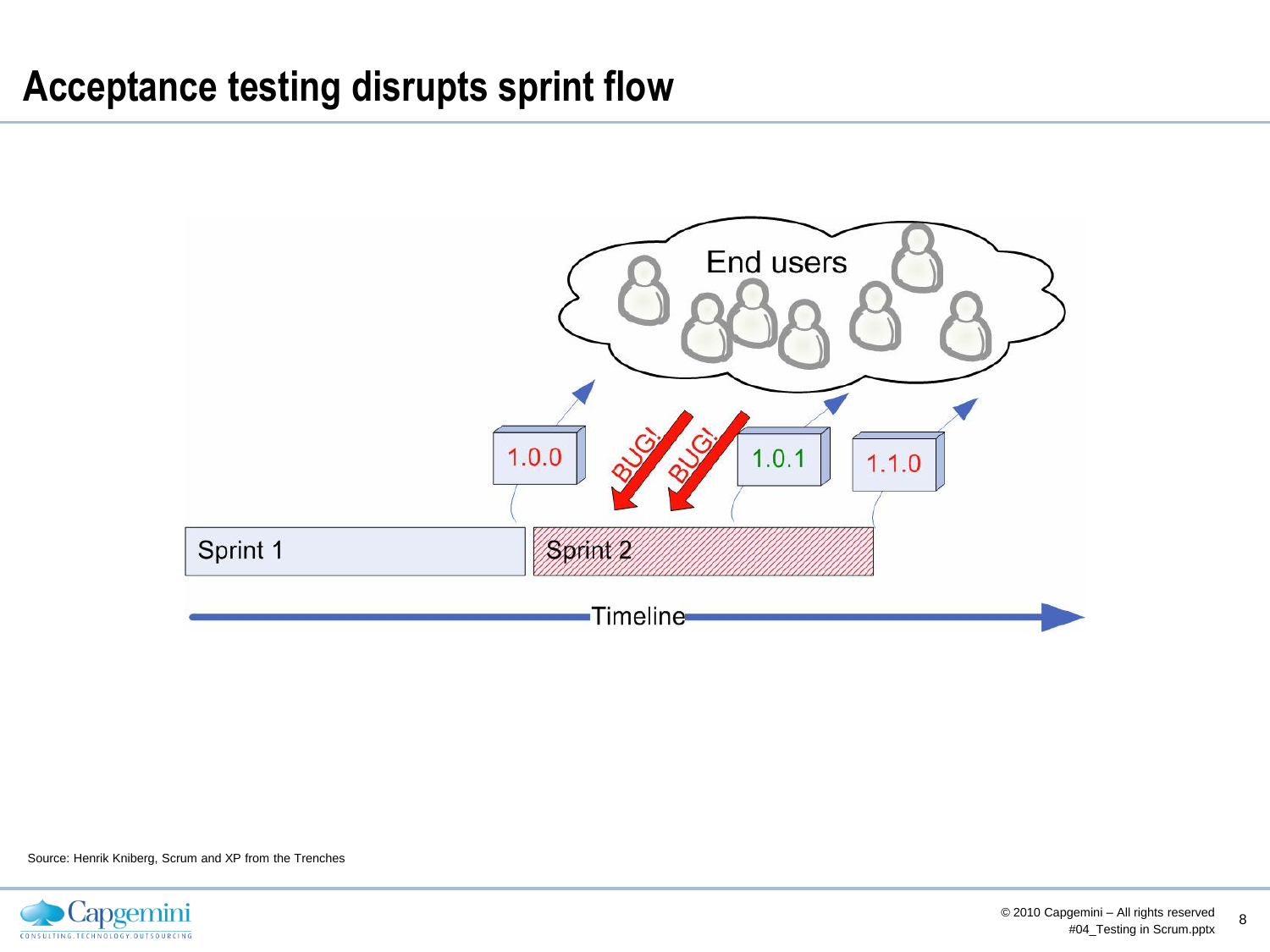# Acceptance testing disrupts sprint flow

End users

1.0.0

BUG!

BUG!

1.0.1

1.1.0

Sprint 1

Sprint 2

Timeline

Source: Henrik Kniberg, Scrum and XP from the Trenches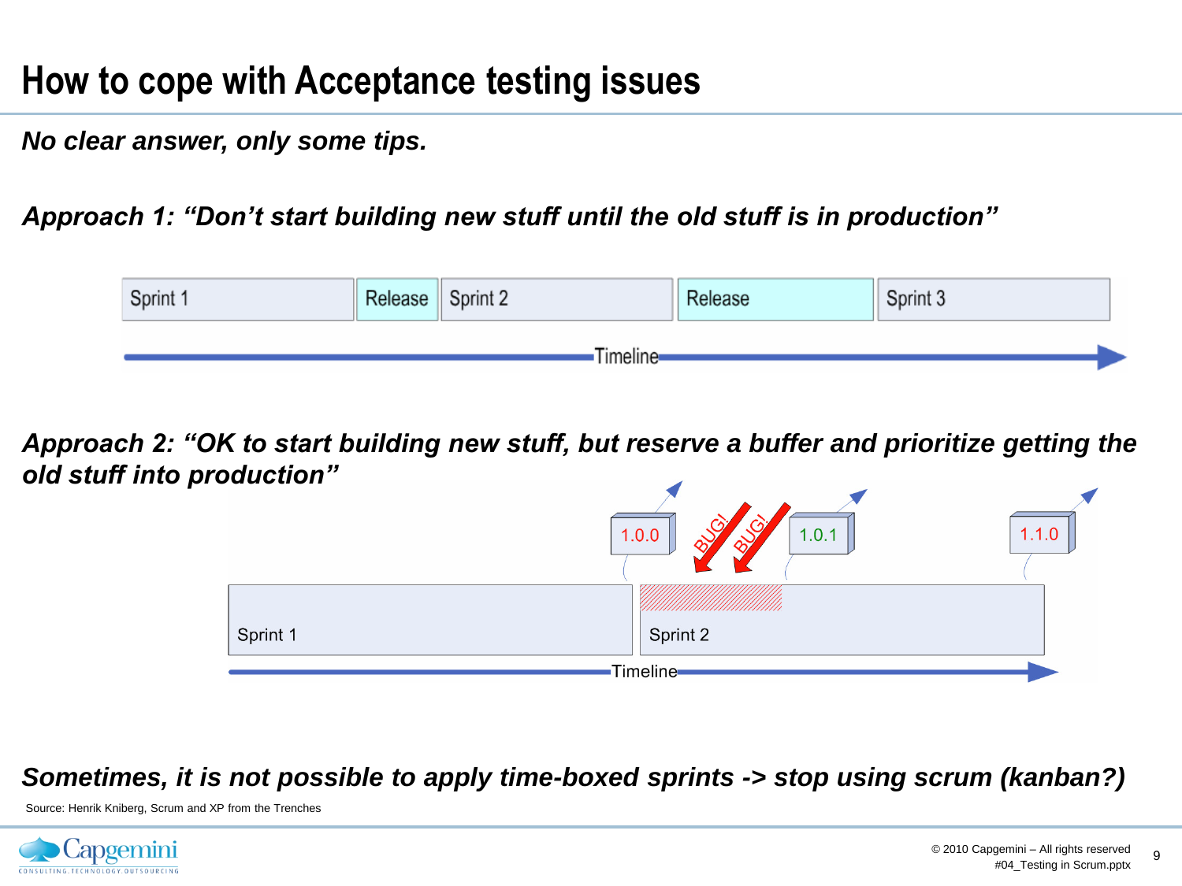# How to cope with Acceptance testing issues

***No clear answer, only some tips.***

***Approach 1: "Don't start building new stuff until the old stuff is in production"***

Sprint 1 | Release | Sprint 2 | Release | Sprint 3

Timeline

***Approach 2: "OK to start building new stuff, but reserve a buffer and prioritize getting the old stuff into production"***

1.0.0 BUG! BUG! 1.0.1 1.1.0

Sprint 1 | Sprint 2

Timeline

***Sometimes, it is not possible to apply time-boxed sprints -> stop using scrum (kanban?)***

Source: Henrik Kniberg, Scrum and XP from the Trenches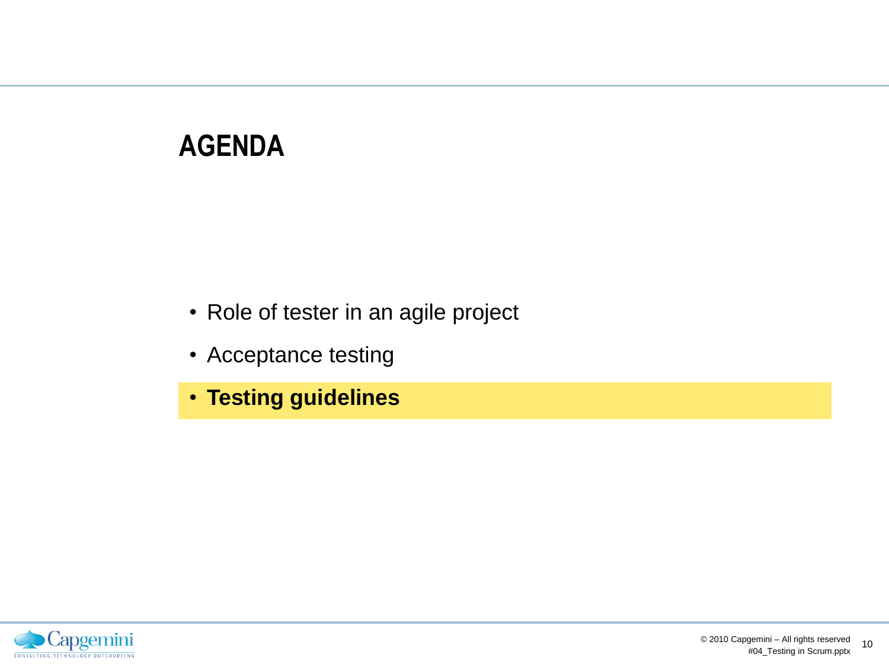# AGENDA

- Role of tester in an agile project
- Acceptance testing
- **Testing guidelines**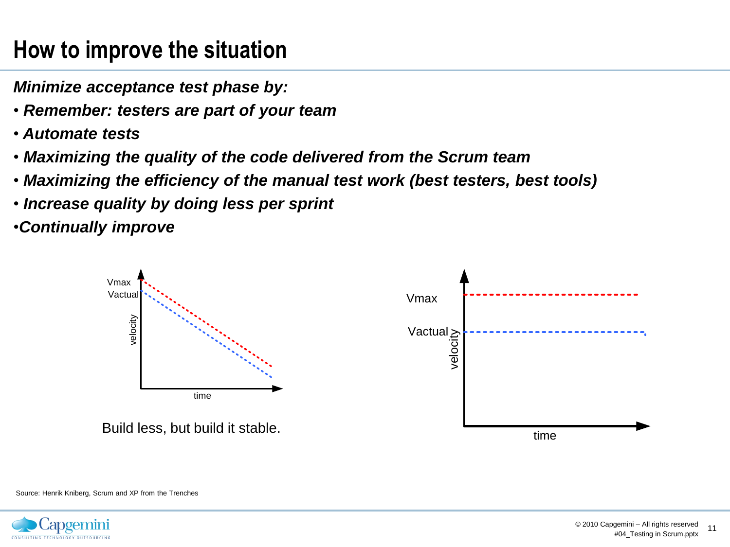# How to improve the situation

***Minimize acceptance test phase by:***

- ***Remember: testers are part of your team***
- ***Automate tests***
- ***Maximizing the quality of the code delivered from the Scrum team***
- ***Maximizing the efficiency of the manual test work (best testers, best tools)***
- ***Increase quality by doing less per sprint***
- ***Continually improve***

Vmax

Vactual

velocity

time

Build less, but build it stable.

Vmax

Vactual

velocity

time

Source: Henrik Kniberg, Scrum and XP from the Trenches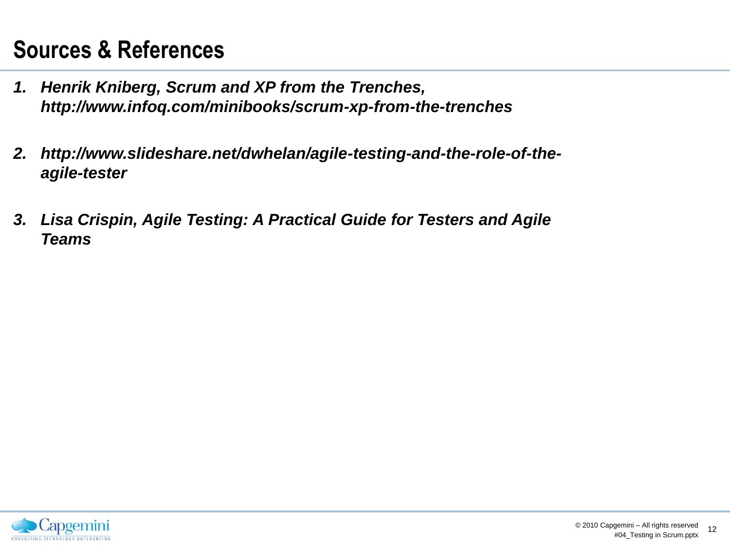# Sources & References

1. ***Henrik Kniberg, Scrum and XP from the Trenches, http://www.infoq.com/minibooks/scrum-xp-from-the-trenches***

2. ***http://www.slideshare.net/dwhelan/agile-testing-and-the-role-of-the-agile-tester***

3. ***Lisa Crispin, Agile Testing: A Practical Guide for Testers and Agile Teams***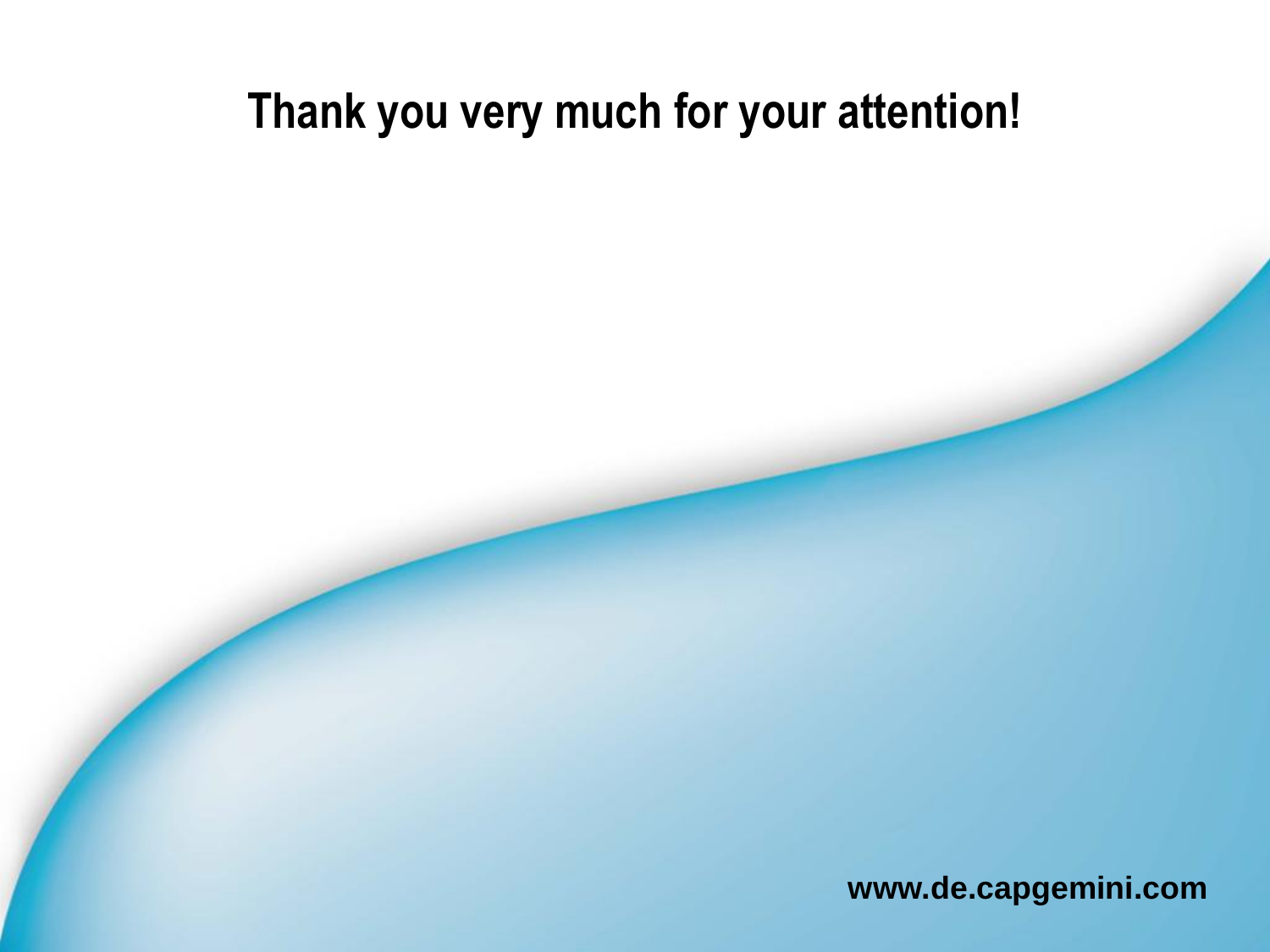# Thank you very much for your attention!

**www.de.capgemini.com**